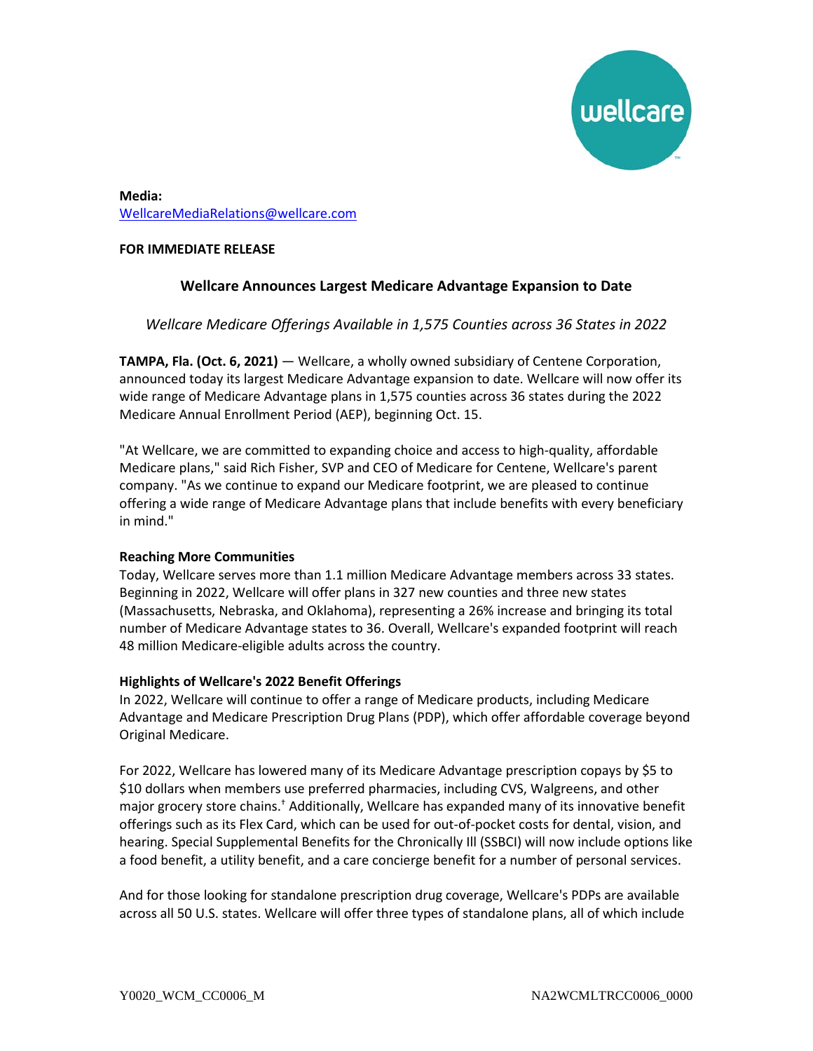**Media:**
WellcareMediaRelations@wellcare.com

**FOR IMMEDIATE RELEASE**

# Wellcare Announces Largest Medicare Advantage Expansion to Date

*Wellcare Medicare Offerings Available in 1,575 Counties across 36 States in 2022*

**TAMPA, Fla. (Oct. 6, 2021)** — Wellcare, a wholly owned subsidiary of Centene Corporation, announced today its largest Medicare Advantage expansion to date. Wellcare will now offer its wide range of Medicare Advantage plans in 1,575 counties across 36 states during the 2022 Medicare Annual Enrollment Period (AEP), beginning Oct. 15.

"At Wellcare, we are committed to expanding choice and access to high-quality, affordable Medicare plans," said Rich Fisher, SVP and CEO of Medicare for Centene, Wellcare's parent company. "As we continue to expand our Medicare footprint, we are pleased to continue offering a wide range of Medicare Advantage plans that include benefits with every beneficiary in mind."

**Reaching More Communities**

Today, Wellcare serves more than 1.1 million Medicare Advantage members across 33 states. Beginning in 2022, Wellcare will offer plans in 327 new counties and three new states (Massachusetts, Nebraska, and Oklahoma), representing a 26% increase and bringing its total number of Medicare Advantage states to 36. Overall, Wellcare's expanded footprint will reach 48 million Medicare-eligible adults across the country.

**Highlights of Wellcare's 2022 Benefit Offerings**

In 2022, Wellcare will continue to offer a range of Medicare products, including Medicare Advantage and Medicare Prescription Drug Plans (PDP), which offer affordable coverage beyond Original Medicare.

For 2022, Wellcare has lowered many of its Medicare Advantage prescription copays by $5 to $10 dollars when members use preferred pharmacies, including CVS, Walgreens, and other major grocery store chains.† Additionally, Wellcare has expanded many of its innovative benefit offerings such as its Flex Card, which can be used for out-of-pocket costs for dental, vision, and hearing. Special Supplemental Benefits for the Chronically Ill (SSBCI) will now include options like a food benefit, a utility benefit, and a care concierge benefit for a number of personal services.

And for those looking for standalone prescription drug coverage, Wellcare's PDPs are available across all 50 U.S. states. Wellcare will offer three types of standalone plans, all of which include

Y0020_WCM_CC0006_M NA2WCMLTRCC0006_0000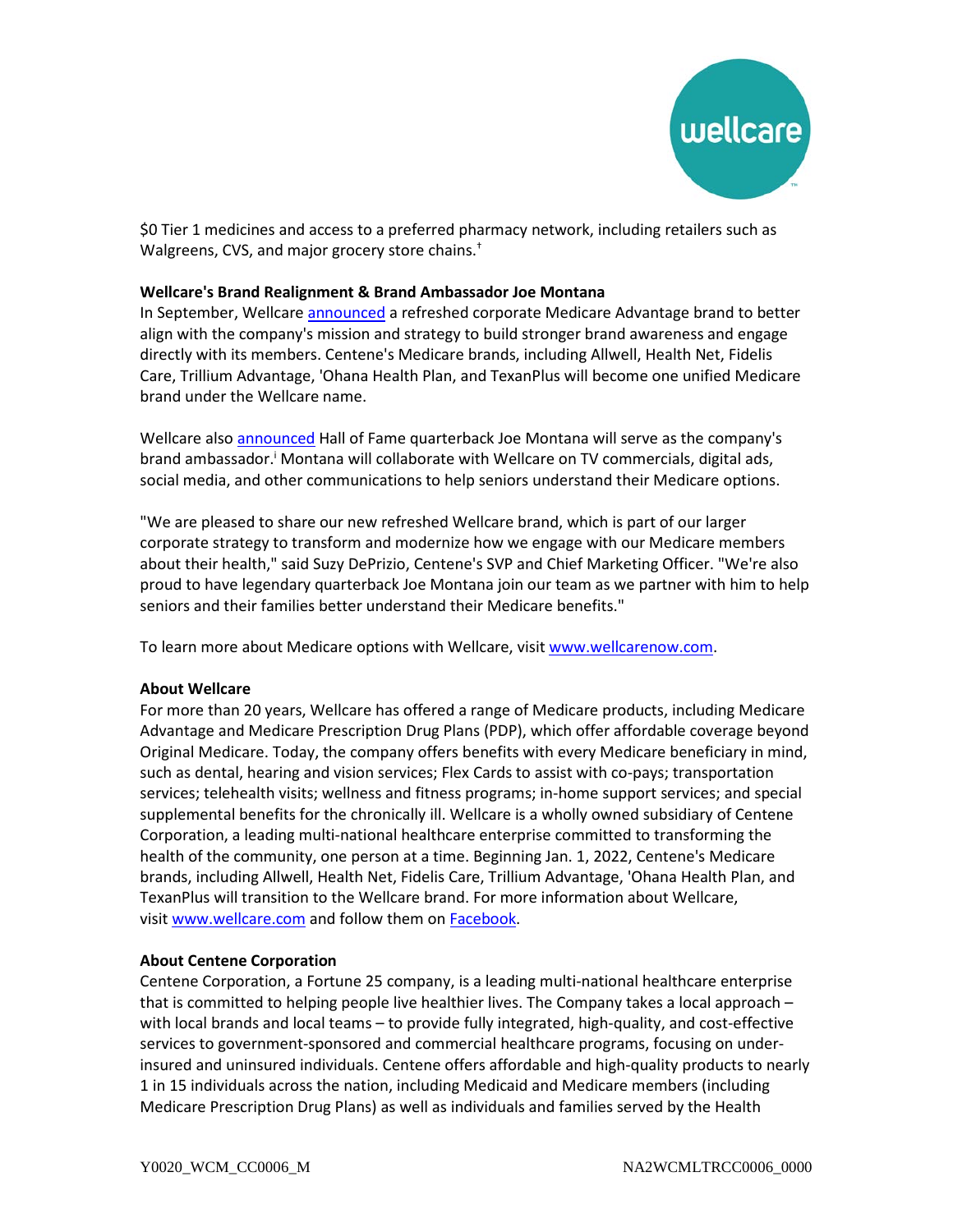$0 Tier 1 medicines and access to a preferred pharmacy network, including retailers such as Walgreens, CVS, and major grocery store chains.[†]

**Wellcare's Brand Realignment & Brand Ambassador Joe Montana**

In September, Wellcare announced a refreshed corporate Medicare Advantage brand to better align with the company's mission and strategy to build stronger brand awareness and engage directly with its members. Centene's Medicare brands, including Allwell, Health Net, Fidelis Care, Trillium Advantage, 'Ohana Health Plan, and TexanPlus will become one unified Medicare brand under the Wellcare name.

Wellcare also announced Hall of Fame quarterback Joe Montana will serve as the company's brand ambassador.[i] Montana will collaborate with Wellcare on TV commercials, digital ads, social media, and other communications to help seniors understand their Medicare options.

"We are pleased to share our new refreshed Wellcare brand, which is part of our larger corporate strategy to transform and modernize how we engage with our Medicare members about their health," said Suzy DePrizio, Centene's SVP and Chief Marketing Officer. "We're also proud to have legendary quarterback Joe Montana join our team as we partner with him to help seniors and their families better understand their Medicare benefits."

To learn more about Medicare options with Wellcare, visit www.wellcarenow.com.

**About Wellcare**

For more than 20 years, Wellcare has offered a range of Medicare products, including Medicare Advantage and Medicare Prescription Drug Plans (PDP), which offer affordable coverage beyond Original Medicare. Today, the company offers benefits with every Medicare beneficiary in mind, such as dental, hearing and vision services; Flex Cards to assist with co-pays; transportation services; telehealth visits; wellness and fitness programs; in-home support services; and special supplemental benefits for the chronically ill. Wellcare is a wholly owned subsidiary of Centene Corporation, a leading multi-national healthcare enterprise committed to transforming the health of the community, one person at a time. Beginning Jan. 1, 2022, Centene's Medicare brands, including Allwell, Health Net, Fidelis Care, Trillium Advantage, 'Ohana Health Plan, and TexanPlus will transition to the Wellcare brand. For more information about Wellcare, visit www.wellcare.com and follow them on Facebook.

**About Centene Corporation**

Centene Corporation, a Fortune 25 company, is a leading multi-national healthcare enterprise that is committed to helping people live healthier lives. The Company takes a local approach – with local brands and local teams – to provide fully integrated, high-quality, and cost-effective services to government-sponsored and commercial healthcare programs, focusing on under-insured and uninsured individuals. Centene offers affordable and high-quality products to nearly 1 in 15 individuals across the nation, including Medicaid and Medicare members (including Medicare Prescription Drug Plans) as well as individuals and families served by the Health

Y0020_WCM_CC0006_M NA2WCMLTRCC0006_0000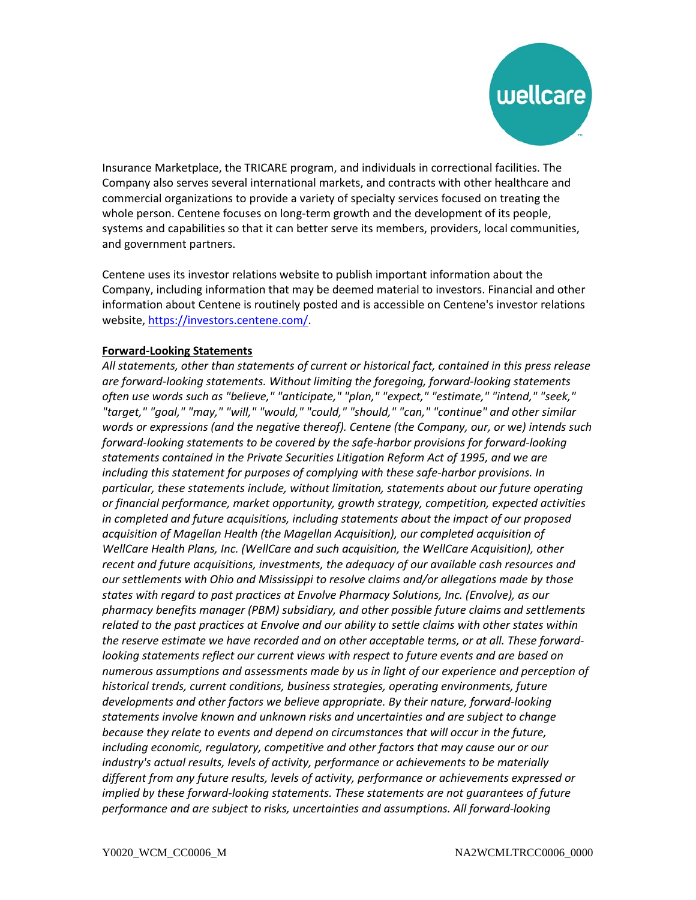Insurance Marketplace, the TRICARE program, and individuals in correctional facilities. The Company also serves several international markets, and contracts with other healthcare and commercial organizations to provide a variety of specialty services focused on treating the whole person. Centene focuses on long-term growth and the development of its people, systems and capabilities so that it can better serve its members, providers, local communities, and government partners.

Centene uses its investor relations website to publish important information about the Company, including information that may be deemed material to investors. Financial and other information about Centene is routinely posted and is accessible on Centene's investor relations website, https://investors.centene.com/.

**Forward-Looking Statements**

*All statements, other than statements of current or historical fact, contained in this press release are forward-looking statements. Without limiting the foregoing, forward-looking statements often use words such as "believe," "anticipate," "plan," "expect," "estimate," "intend," "seek," "target," "goal," "may," "will," "would," "could," "should," "can," "continue" and other similar words or expressions (and the negative thereof). Centene (the Company, our, or we) intends such forward-looking statements to be covered by the safe-harbor provisions for forward-looking statements contained in the Private Securities Litigation Reform Act of 1995, and we are including this statement for purposes of complying with these safe-harbor provisions. In particular, these statements include, without limitation, statements about our future operating or financial performance, market opportunity, growth strategy, competition, expected activities in completed and future acquisitions, including statements about the impact of our proposed acquisition of Magellan Health (the Magellan Acquisition), our completed acquisition of WellCare Health Plans, Inc. (WellCare and such acquisition, the WellCare Acquisition), other recent and future acquisitions, investments, the adequacy of our available cash resources and our settlements with Ohio and Mississippi to resolve claims and/or allegations made by those states with regard to past practices at Envolve Pharmacy Solutions, Inc. (Envolve), as our pharmacy benefits manager (PBM) subsidiary, and other possible future claims and settlements related to the past practices at Envolve and our ability to settle claims with other states within the reserve estimate we have recorded and on other acceptable terms, or at all. These forward-looking statements reflect our current views with respect to future events and are based on numerous assumptions and assessments made by us in light of our experience and perception of historical trends, current conditions, business strategies, operating environments, future developments and other factors we believe appropriate. By their nature, forward-looking statements involve known and unknown risks and uncertainties and are subject to change because they relate to events and depend on circumstances that will occur in the future, including economic, regulatory, competitive and other factors that may cause our or our industry's actual results, levels of activity, performance or achievements to be materially different from any future results, levels of activity, performance or achievements expressed or implied by these forward-looking statements. These statements are not guarantees of future performance and are subject to risks, uncertainties and assumptions. All forward-looking*

Y0020_WCM_CC0006_M NA2WCMLTRCC0006_0000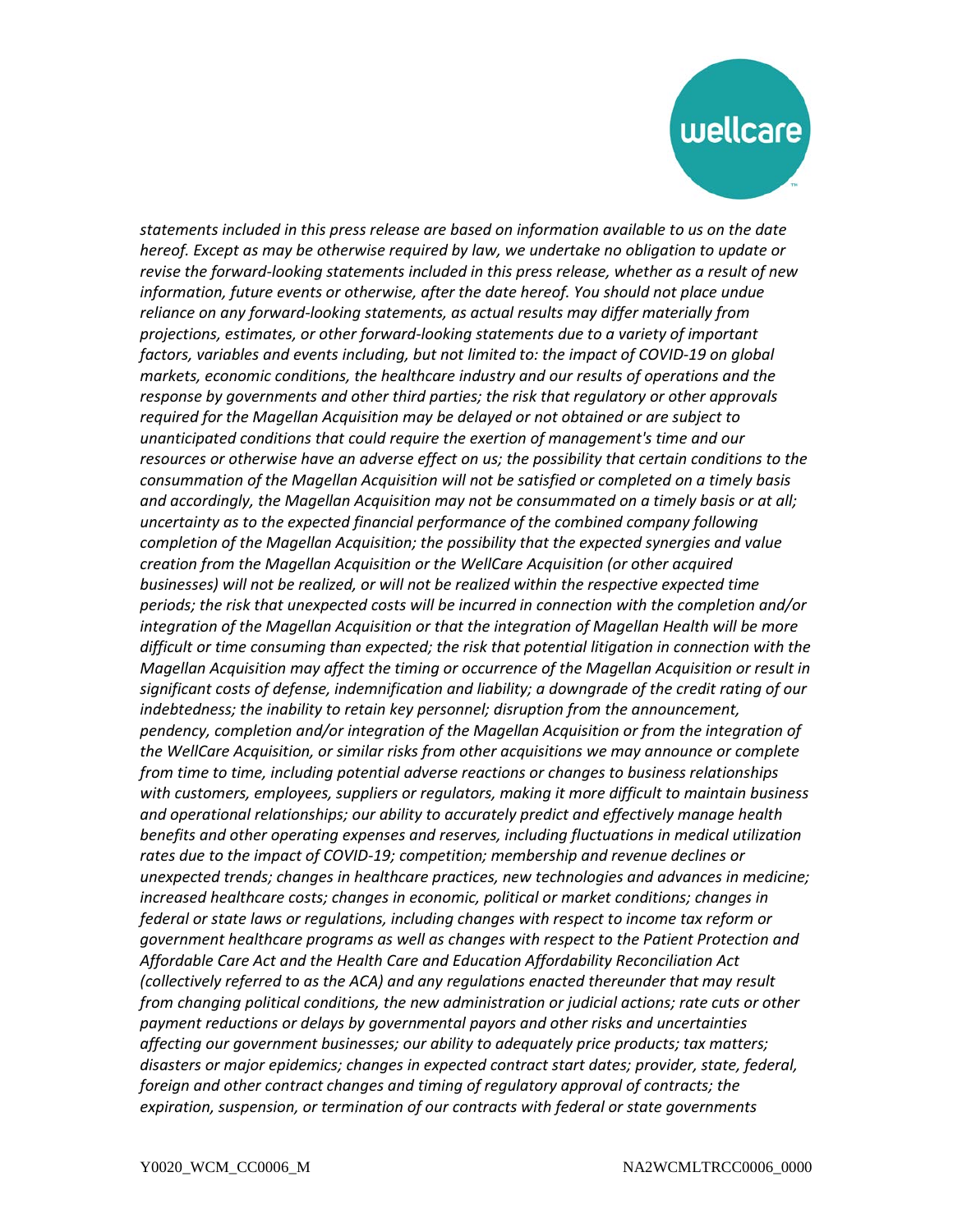*statements included in this press release are based on information available to us on the date hereof. Except as may be otherwise required by law, we undertake no obligation to update or revise the forward-looking statements included in this press release, whether as a result of new information, future events or otherwise, after the date hereof. You should not place undue reliance on any forward-looking statements, as actual results may differ materially from projections, estimates, or other forward-looking statements due to a variety of important factors, variables and events including, but not limited to: the impact of COVID-19 on global markets, economic conditions, the healthcare industry and our results of operations and the response by governments and other third parties; the risk that regulatory or other approvals required for the Magellan Acquisition may be delayed or not obtained or are subject to unanticipated conditions that could require the exertion of management's time and our resources or otherwise have an adverse effect on us; the possibility that certain conditions to the consummation of the Magellan Acquisition will not be satisfied or completed on a timely basis and accordingly, the Magellan Acquisition may not be consummated on a timely basis or at all; uncertainty as to the expected financial performance of the combined company following completion of the Magellan Acquisition; the possibility that the expected synergies and value creation from the Magellan Acquisition or the WellCare Acquisition (or other acquired businesses) will not be realized, or will not be realized within the respective expected time periods; the risk that unexpected costs will be incurred in connection with the completion and/or integration of the Magellan Acquisition or that the integration of Magellan Health will be more difficult or time consuming than expected; the risk that potential litigation in connection with the Magellan Acquisition may affect the timing or occurrence of the Magellan Acquisition or result in significant costs of defense, indemnification and liability; a downgrade of the credit rating of our indebtedness; the inability to retain key personnel; disruption from the announcement, pendency, completion and/or integration of the Magellan Acquisition or from the integration of the WellCare Acquisition, or similar risks from other acquisitions we may announce or complete from time to time, including potential adverse reactions or changes to business relationships with customers, employees, suppliers or regulators, making it more difficult to maintain business and operational relationships; our ability to accurately predict and effectively manage health benefits and other operating expenses and reserves, including fluctuations in medical utilization rates due to the impact of COVID-19; competition; membership and revenue declines or unexpected trends; changes in healthcare practices, new technologies and advances in medicine; increased healthcare costs; changes in economic, political or market conditions; changes in federal or state laws or regulations, including changes with respect to income tax reform or government healthcare programs as well as changes with respect to the Patient Protection and Affordable Care Act and the Health Care and Education Affordability Reconciliation Act (collectively referred to as the ACA) and any regulations enacted thereunder that may result from changing political conditions, the new administration or judicial actions; rate cuts or other payment reductions or delays by governmental payors and other risks and uncertainties affecting our government businesses; our ability to adequately price products; tax matters; disasters or major epidemics; changes in expected contract start dates; provider, state, federal, foreign and other contract changes and timing of regulatory approval of contracts; the expiration, suspension, or termination of our contracts with federal or state governments*

Y0020_WCM_CC0006_M NA2WCMLTRCC0006_0000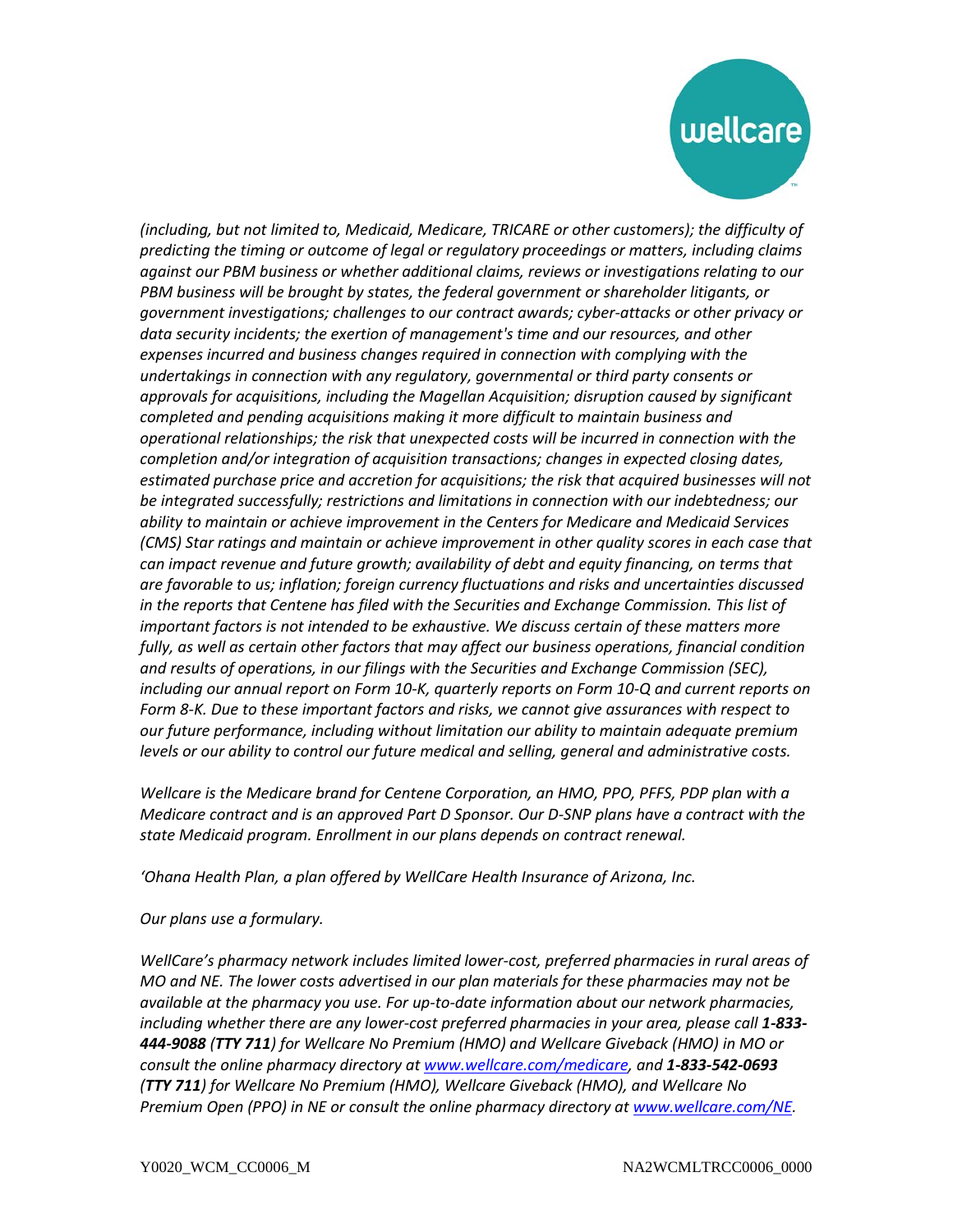*(including, but not limited to, Medicaid, Medicare, TRICARE or other customers); the difficulty of predicting the timing or outcome of legal or regulatory proceedings or matters, including claims against our PBM business or whether additional claims, reviews or investigations relating to our PBM business will be brought by states, the federal government or shareholder litigants, or government investigations; challenges to our contract awards; cyber-attacks or other privacy or data security incidents; the exertion of management's time and our resources, and other expenses incurred and business changes required in connection with complying with the undertakings in connection with any regulatory, governmental or third party consents or approvals for acquisitions, including the Magellan Acquisition; disruption caused by significant completed and pending acquisitions making it more difficult to maintain business and operational relationships; the risk that unexpected costs will be incurred in connection with the completion and/or integration of acquisition transactions; changes in expected closing dates, estimated purchase price and accretion for acquisitions; the risk that acquired businesses will not be integrated successfully; restrictions and limitations in connection with our indebtedness; our ability to maintain or achieve improvement in the Centers for Medicare and Medicaid Services (CMS) Star ratings and maintain or achieve improvement in other quality scores in each case that can impact revenue and future growth; availability of debt and equity financing, on terms that are favorable to us; inflation; foreign currency fluctuations and risks and uncertainties discussed in the reports that Centene has filed with the Securities and Exchange Commission. This list of important factors is not intended to be exhaustive. We discuss certain of these matters more fully, as well as certain other factors that may affect our business operations, financial condition and results of operations, in our filings with the Securities and Exchange Commission (SEC), including our annual report on Form 10-K, quarterly reports on Form 10-Q and current reports on Form 8-K. Due to these important factors and risks, we cannot give assurances with respect to our future performance, including without limitation our ability to maintain adequate premium levels or our ability to control our future medical and selling, general and administrative costs.*

*Wellcare is the Medicare brand for Centene Corporation, an HMO, PPO, PFFS, PDP plan with a Medicare contract and is an approved Part D Sponsor. Our D-SNP plans have a contract with the state Medicaid program. Enrollment in our plans depends on contract renewal.*

*'Ohana Health Plan, a plan offered by WellCare Health Insurance of Arizona, Inc.*

*Our plans use a formulary.*

*WellCare's pharmacy network includes limited lower-cost, preferred pharmacies in rural areas of MO and NE. The lower costs advertised in our plan materials for these pharmacies may not be available at the pharmacy you use. For up-to-date information about our network pharmacies, including whether there are any lower-cost preferred pharmacies in your area, please call **1-833-444-9088** (**TTY 711**) for Wellcare No Premium (HMO) and Wellcare Giveback (HMO) in MO or consult the online pharmacy directory at [www.wellcare.com/medicare](www.wellcare.com/medicare), and **1-833-542-0693** (**TTY 711**) for Wellcare No Premium (HMO), Wellcare Giveback (HMO), and Wellcare No Premium Open (PPO) in NE or consult the online pharmacy directory at [www.wellcare.com/NE](www.wellcare.com/NE).*

Y0020_WCM_CC0006_M NA2WCMLTRCC0006_0000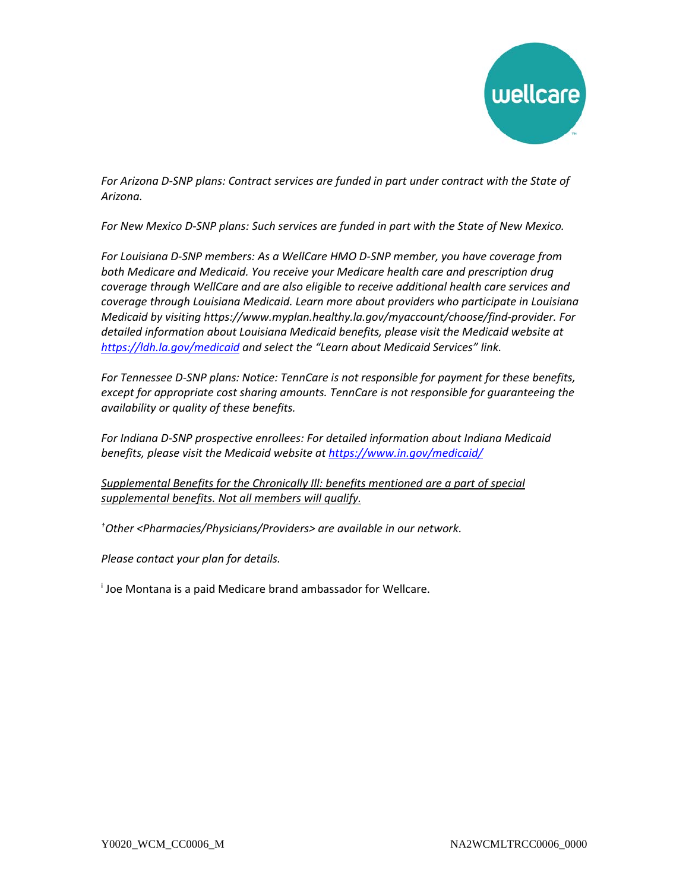*For Arizona D-SNP plans: Contract services are funded in part under contract with the State of Arizona.*

*For New Mexico D-SNP plans: Such services are funded in part with the State of New Mexico.*

*For Louisiana D-SNP members: As a WellCare HMO D-SNP member, you have coverage from both Medicare and Medicaid. You receive your Medicare health care and prescription drug coverage through WellCare and are also eligible to receive additional health care services and coverage through Louisiana Medicaid. Learn more about providers who participate in Louisiana Medicaid by visiting https://www.myplan.healthy.la.gov/myaccount/choose/find-provider. For detailed information about Louisiana Medicaid benefits, please visit the Medicaid website at [https://ldh.la.gov/medicaid](https://ldh.la.gov/medicaid) and select the "Learn about Medicaid Services" link.*

*For Tennessee D-SNP plans: Notice: TennCare is not responsible for payment for these benefits, except for appropriate cost sharing amounts. TennCare is not responsible for guaranteeing the availability or quality of these benefits.*

*For Indiana D-SNP prospective enrollees: For detailed information about Indiana Medicaid benefits, please visit the Medicaid website at [https://www.in.gov/medicaid/](https://www.in.gov/medicaid/)*

*Supplemental Benefits for the Chronically Ill: benefits mentioned are a part of special supplemental benefits. Not all members will qualify.*

*†Other <Pharmacies/Physicians/Providers> are available in our network.*

*Please contact your plan for details.*

[i] Joe Montana is a paid Medicare brand ambassador for Wellcare.

Y0020_WCM_CC0006_M NA2WCMLTRCC0006_0000